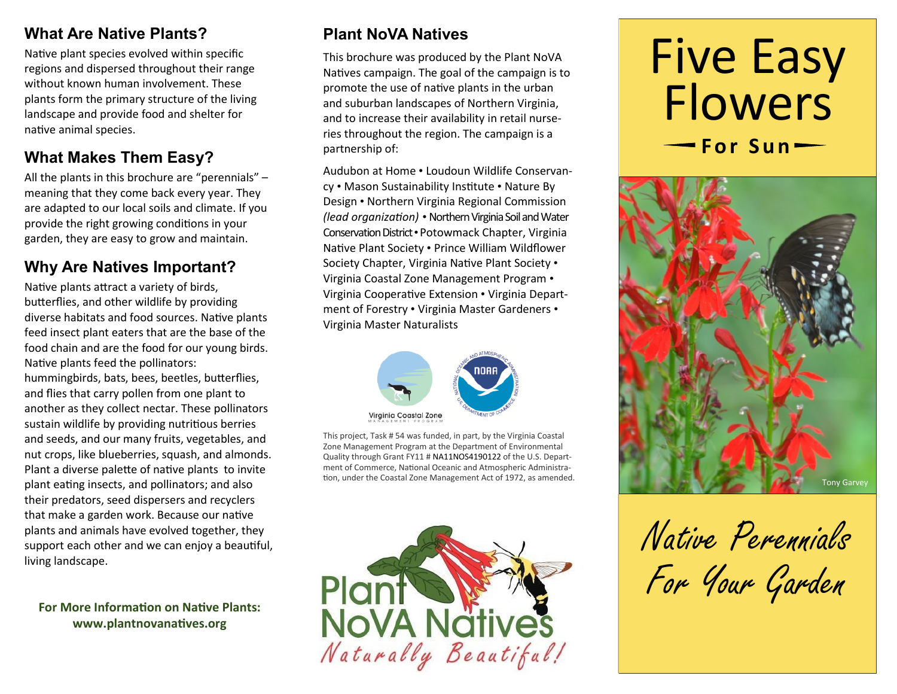## What Are Native Plants?

Native plant species evolved within specific regions and dispersed throughout their range without known human involvement. These plants form the primary structure of the living landscape and provide food and shelter for native animal species.

## What Makes Them Easy?

All the plants in this brochure are "perennials" – meaning that they come back every year. They are adapted to our local soils and climate. If you provide the right growing conditions in your garden, they are easy to grow and maintain.

## Why Are Natives Important?

Native plants attract a variety of birds, butterflies, and other wildlife by providing diverse habitats and food sources. Native plants feed insect plant eaters that are the base of the food chain and are the food for our young birds. Native plants feed the pollinators: hummingbirds, bats, bees, beetles, butterflies, and flies that carry pollen from one plant to another as they collect nectar. These pollinators sustain wildlife by providing nutritious berries and seeds, and our many fruits, vegetables, and nut crops, like blueberries, squash, and almonds. Plant a diverse palette of native plants to invite plant eating insects, and pollinators; and also their predators, seed dispersers and recyclers that make a garden work. Because our native plants and animals have evolved together, they support each other and we can enjoy a beautiful, living landscape.

**For More Information on Native Plants:**
**www.plantnovanatives.org**

## Plant NoVA Natives

This brochure was produced by the Plant NoVA Natives campaign. The goal of the campaign is to promote the use of native plants in the urban and suburban landscapes of Northern Virginia, and to increase their availability in retail nurseries throughout the region. The campaign is a partnership of:

Audubon at Home • Loudoun Wildlife Conservancy • Mason Sustainability Institute • Nature By Design • Northern Virginia Regional Commission *(lead organization)* • Northern Virginia Soil and Water Conservation District • Potowmack Chapter, Virginia Native Plant Society • Prince William Wildflower Society Chapter, Virginia Native Plant Society • Virginia Coastal Zone Management Program • Virginia Cooperative Extension • Virginia Department of Forestry • Virginia Master Gardeners • Virginia Master Naturalists

Virginia Coastal Zone Management Program

This project, Task # 54 was funded, in part, by the Virginia Coastal Zone Management Program at the Department of Environmental Quality through Grant FY11 # NA11NOS4190122 of the U.S. Department of Commerce, National Oceanic and Atmospheric Administration, under the Coastal Zone Management Act of 1972, as amended.

Plant NoVA Natives
*Naturally Beautiful!*

# Five Easy Flowers

**For Sun**

Tony Garvey

*Native Perennials For Your Garden*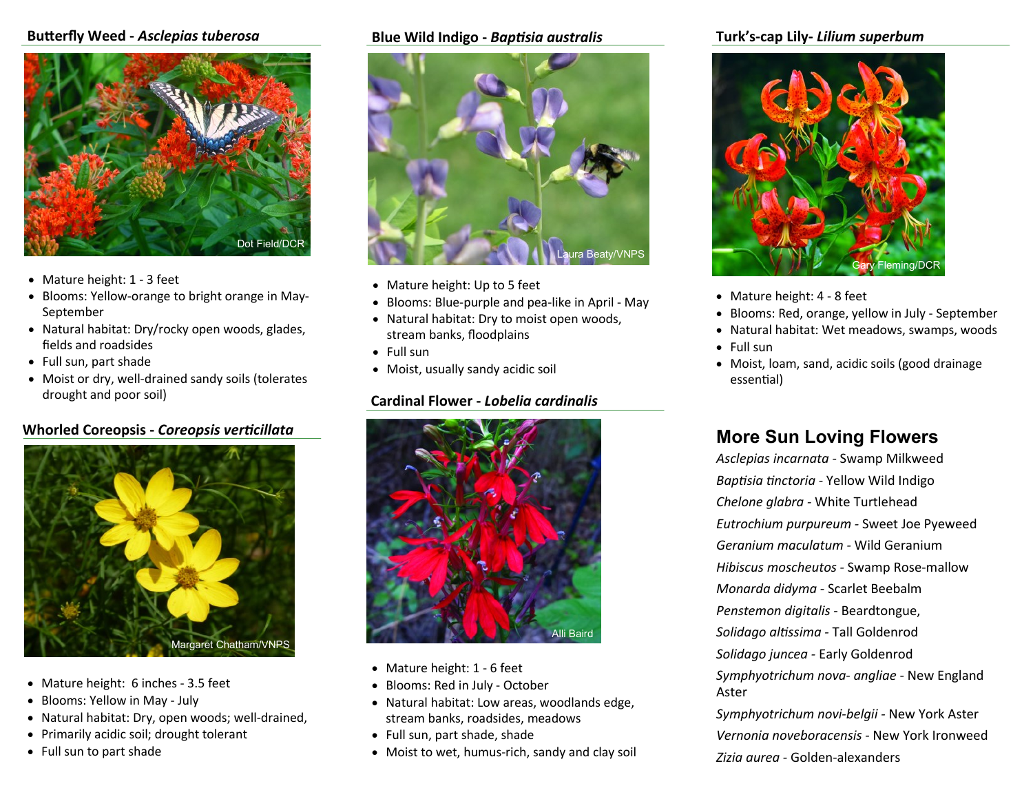### Butterfly Weed - *Asclepias tuberosa*

Dot Field/DCR

- Mature height: 1 - 3 feet
- Blooms: Yellow-orange to bright orange in May-September
- Natural habitat: Dry/rocky open woods, glades, fields and roadsides
- Full sun, part shade
- Moist or dry, well-drained sandy soils (tolerates drought and poor soil)

### Whorled Coreopsis - *Coreopsis verticillata*

Margaret Chatham/VNPS

- Mature height: 6 inches - 3.5 feet
- Blooms: Yellow in May - July
- Natural habitat: Dry, open woods; well-drained,
- Primarily acidic soil; drought tolerant
- Full sun to part shade

### Blue Wild Indigo - *Baptisia australis*

Laura Beaty/VNPS

- Mature height: Up to 5 feet
- Blooms: Blue-purple and pea-like in April - May
- Natural habitat: Dry to moist open woods, stream banks, floodplains
- Full sun
- Moist, usually sandy acidic soil

### Cardinal Flower - *Lobelia cardinalis*

Alli Baird

- Mature height: 1 - 6 feet
- Blooms: Red in July - October
- Natural habitat: Low areas, woodlands edge, stream banks, roadsides, meadows
- Full sun, part shade, shade
- Moist to wet, humus-rich, sandy and clay soil

### Turk's-cap Lily- *Lilium superbum*

Gary Fleming/DCR

- Mature height: 4 - 8 feet
- Blooms: Red, orange, yellow in July - September
- Natural habitat: Wet meadows, swamps, woods
- Full sun
- Moist, loam, sand, acidic soils (good drainage essential)

## More Sun Loving Flowers

*Asclepias incarnata* - Swamp Milkweed

*Baptisia tinctoria* - Yellow Wild Indigo

*Chelone glabra* - White Turtlehead

*Eutrochium purpureum* - Sweet Joe Pyeweed

*Geranium maculatum* - Wild Geranium

*Hibiscus moscheutos* - Swamp Rose-mallow

*Monarda didyma* - Scarlet Beebalm

*Penstemon digitalis* - Beardtongue,

*Solidago altissima* - Tall Goldenrod

*Solidago juncea* - Early Goldenrod

*Symphyotrichum nova- angliae* - New England Aster

*Symphyotrichum novi-belgii* - New York Aster

*Vernonia noveboracensis* - New York Ironweed

*Zizia aurea* - Golden-alexanders